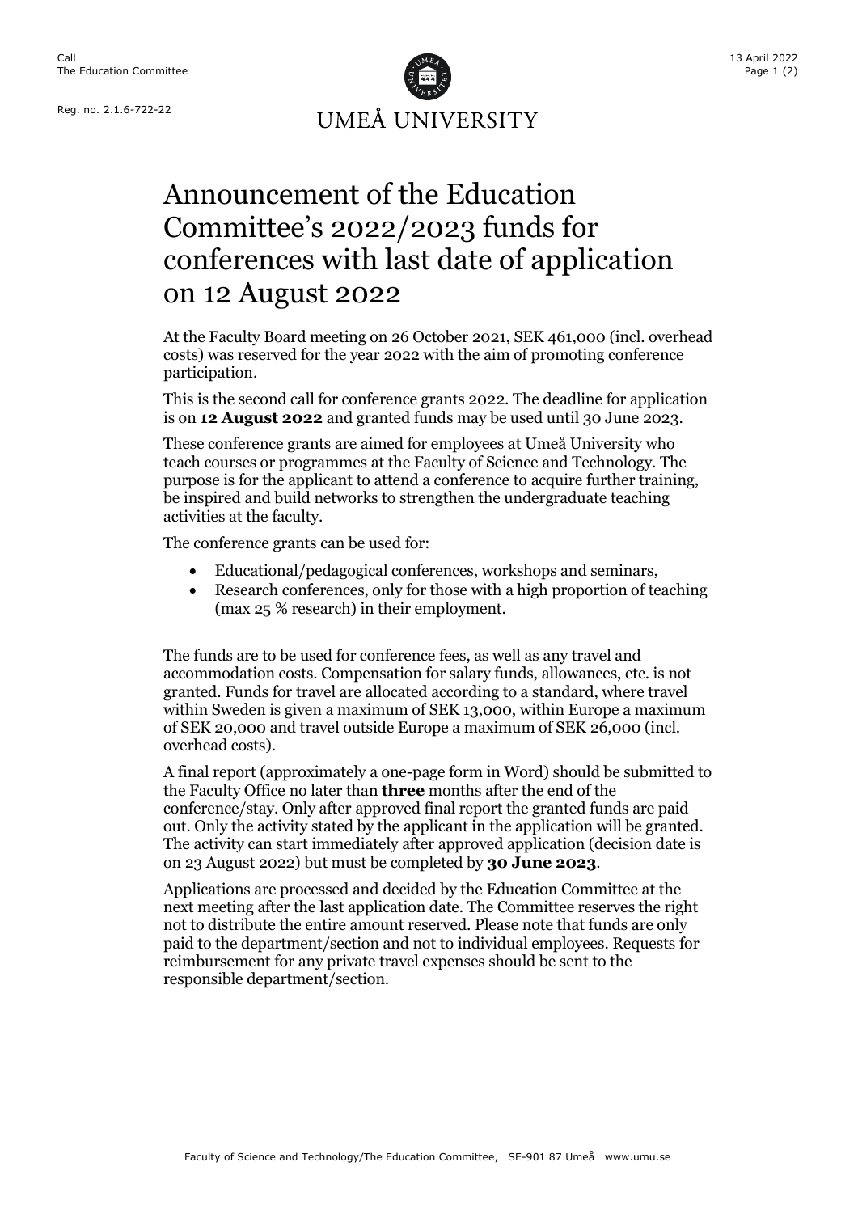Call
The Education Committee

Reg. no. 2.1.6-722-22

13 April 2022

UMEÅ UNIVERSITY

# Announcement of the Education Committee's 2022/2023 funds for conferences with last date of application on 12 August 2022

At the Faculty Board meeting on 26 October 2021, SEK 461,000 (incl. overhead costs) was reserved for the year 2022 with the aim of promoting conference participation.

This is the second call for conference grants 2022. The deadline for application is on **12 August 2022** and granted funds may be used until 30 June 2023.

These conference grants are aimed for employees at Umeå University who teach courses or programmes at the Faculty of Science and Technology. The purpose is for the applicant to attend a conference to acquire further training, be inspired and build networks to strengthen the undergraduate teaching activities at the faculty.

The conference grants can be used for:

- Educational/pedagogical conferences, workshops and seminars,
- Research conferences, only for those with a high proportion of teaching (max 25 % research) in their employment.

The funds are to be used for conference fees, as well as any travel and accommodation costs. Compensation for salary funds, allowances, etc. is not granted. Funds for travel are allocated according to a standard, where travel within Sweden is given a maximum of SEK 13,000, within Europe a maximum of SEK 20,000 and travel outside Europe a maximum of SEK 26,000 (incl. overhead costs).

A final report (approximately a one-page form in Word) should be submitted to the Faculty Office no later than **three** months after the end of the conference/stay. Only after approved final report the granted funds are paid out. Only the activity stated by the applicant in the application will be granted. The activity can start immediately after approved application (decision date is on 23 August 2022) but must be completed by **30 June 2023**.

Applications are processed and decided by the Education Committee at the next meeting after the last application date. The Committee reserves the right not to distribute the entire amount reserved. Please note that funds are only paid to the department/section and not to individual employees. Requests for reimbursement for any private travel expenses should be sent to the responsible department/section.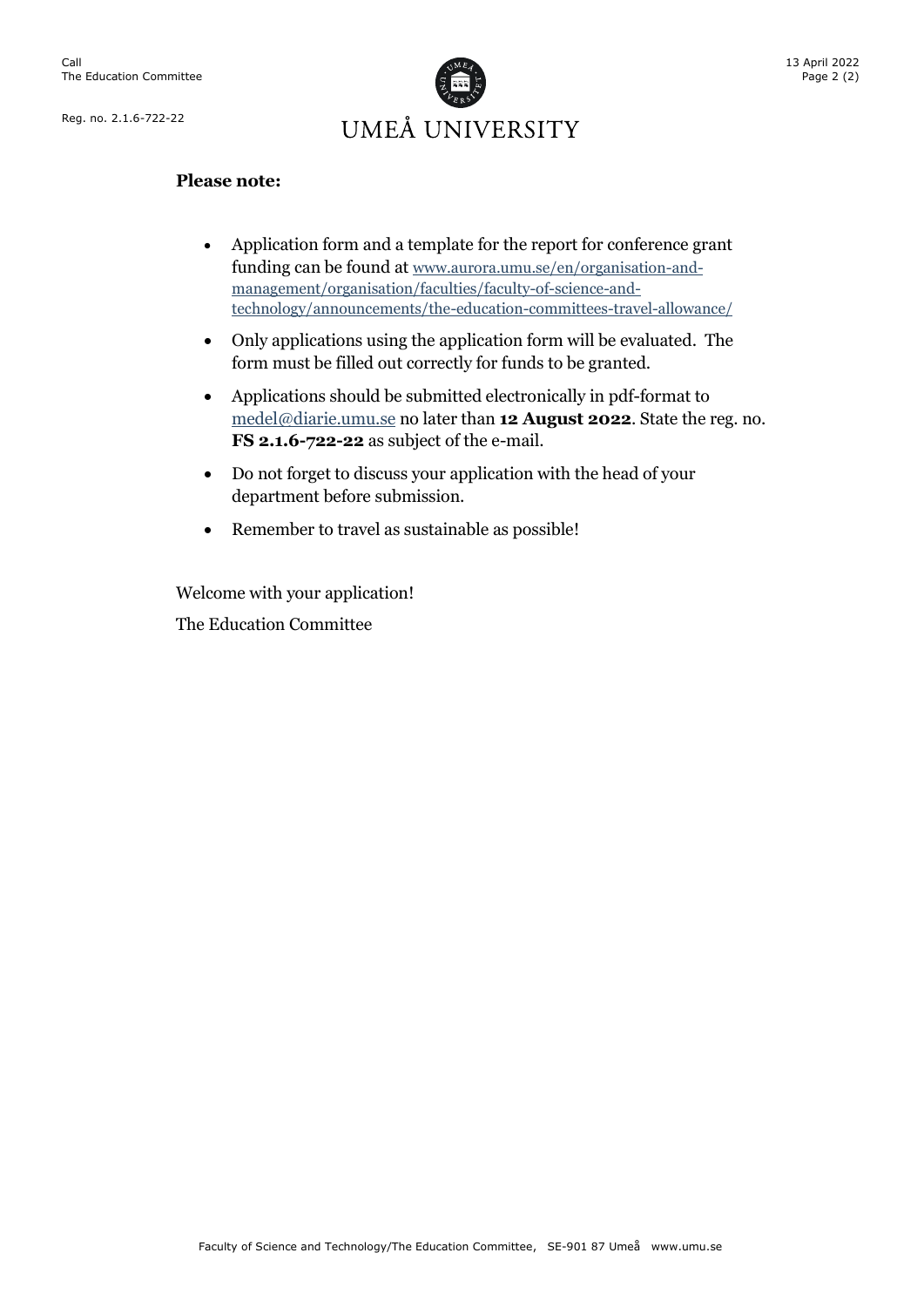**Please note:**

- Application form and a template for the report for conference grant funding can be found at www.aurora.umu.se/en/organisation-and-management/organisation/faculties/faculty-of-science-and-technology/announcements/the-education-committees-travel-allowance/
- Only applications using the application form will be evaluated. The form must be filled out correctly for funds to be granted.
- Applications should be submitted electronically in pdf-format to medel@diarie.umu.se no later than **12 August 2022**. State the reg. no. **FS 2.1.6-722-22** as subject of the e-mail.
- Do not forget to discuss your application with the head of your department before submission.
- Remember to travel as sustainable as possible!

Welcome with your application!

The Education Committee